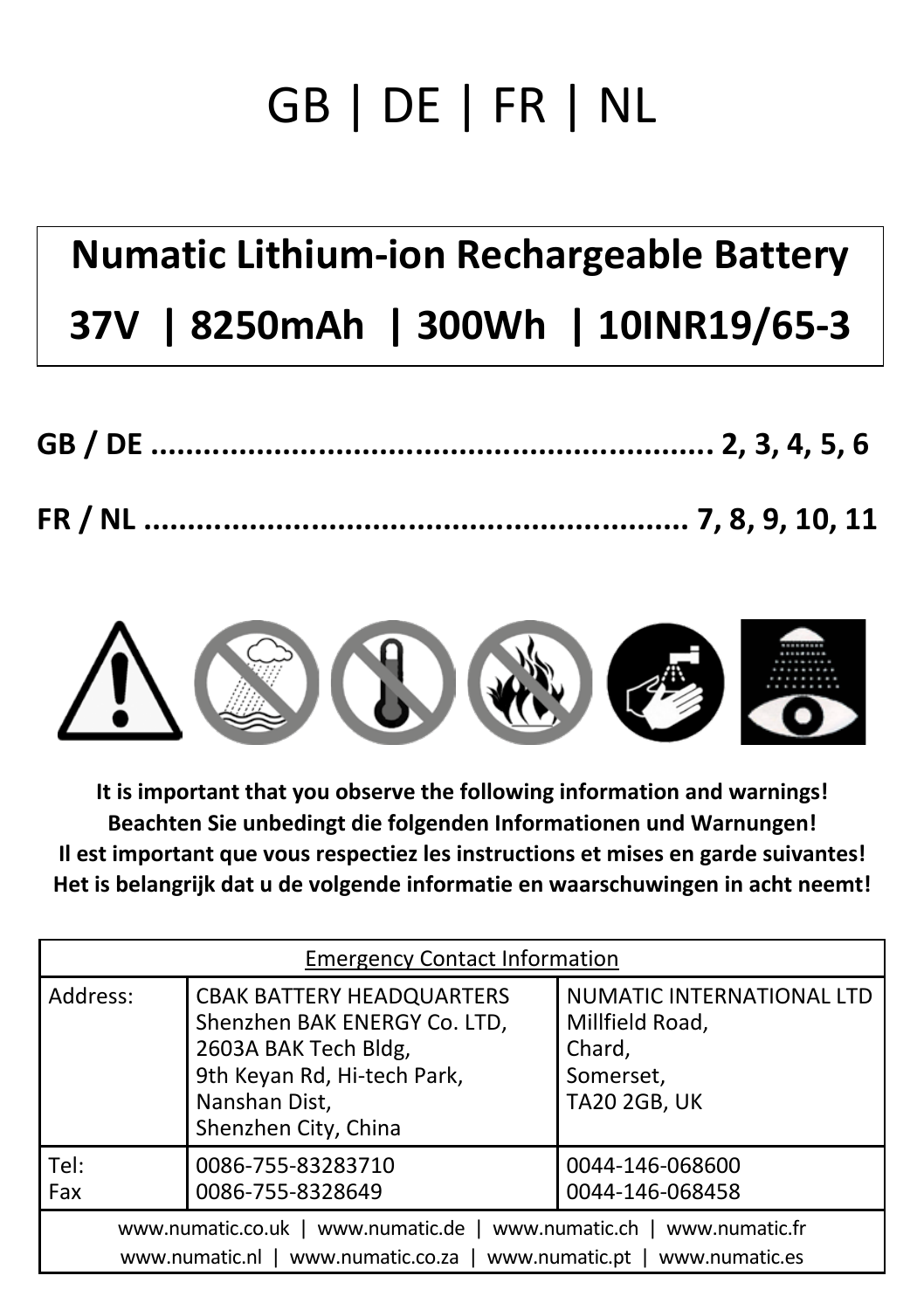# GB | DE | FR | NL

## Numatic Lithium-ion Rechargeable Battery

## 37V | 8250mAh | 300Wh | 10INR19/65-3

**GB / DE ............................................................ 2, 3, 4, 5, 6**

**FR / NL ............................................................ 7, 8, 9, 10, 11**

**It is important that you observe the following information and warnings!**
**Beachten Sie unbedingt die folgenden Informationen und Warnungen!**
**Il est important que vous respectiez les instructions et mises en garde suivantes!**
**Het is belangrijk dat u de volgende informatie en waarschuwingen in acht neemt!**

| Emergency Contact Information | | |
|---|---|---|
| Address: | CBAK BATTERY HEADQUARTERS<br>Shenzhen BAK ENERGY Co. LTD,<br>2603A BAK Tech Bldg,<br>9th Keyan Rd, Hi-tech Park,<br>Nanshan Dist,<br>Shenzhen City, China | NUMATIC INTERNATIONAL LTD<br>Millfield Road,<br>Chard,<br>Somerset,<br>TA20 2GB, UK |
| Tel:<br>Fax | 0086-755-83283710<br>0086-755-8328649 | 0044-146-068600<br>0044-146-068458 |
| www.numatic.co.uk \| www.numatic.de \| www.numatic.ch \| www.numatic.fr<br>www.numatic.nl \| www.numatic.co.za \| www.numatic.pt \| www.numatic.es | | |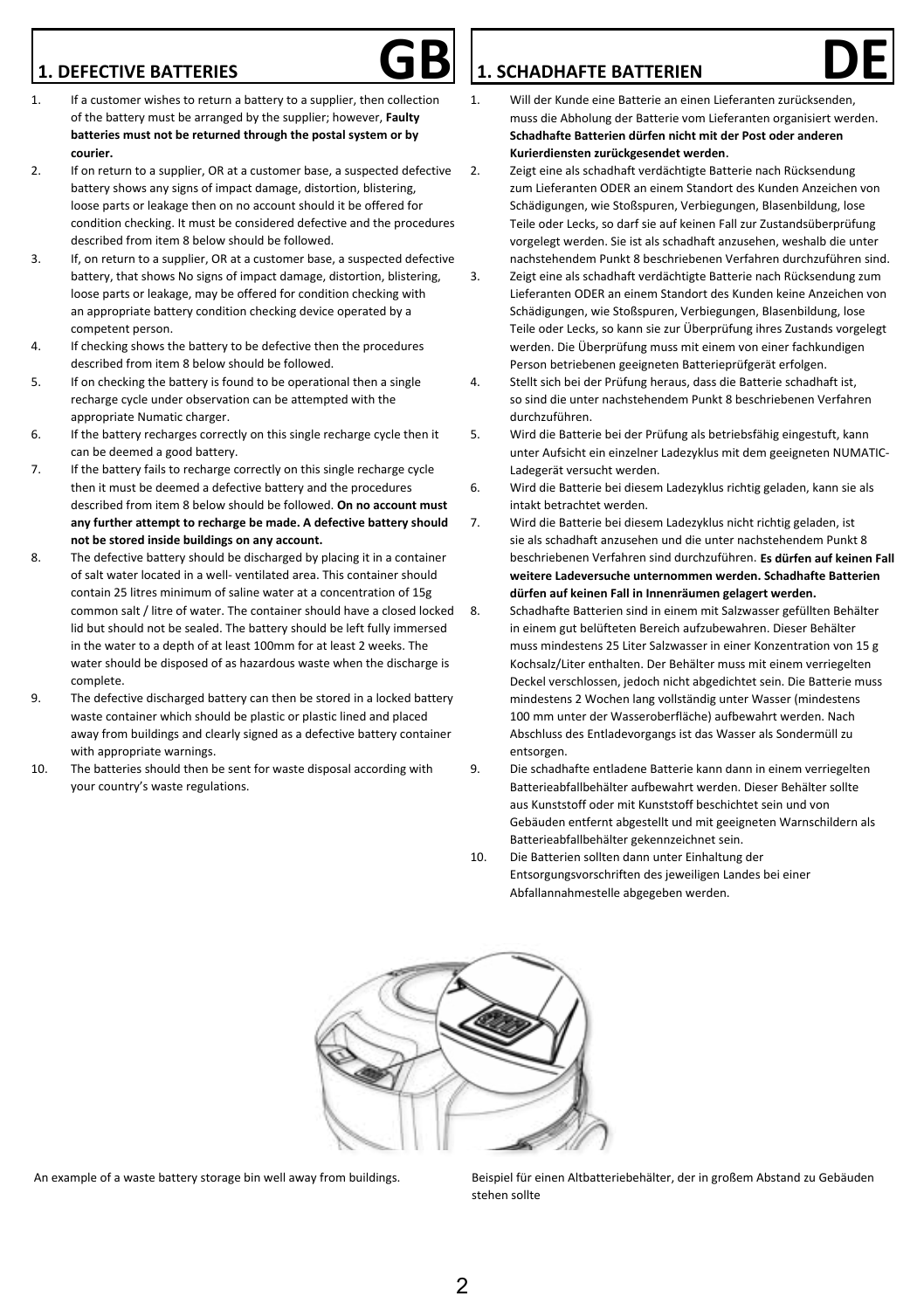# 1. DEFECTIVE BATTERIES GB

1. If a customer wishes to return a battery to a supplier, then collection of the battery must be arranged by the supplier; however, **Faulty batteries must not be returned through the postal system or by courier.**
2. If on return to a supplier, OR at a customer base, a suspected defective battery shows any signs of impact damage, distortion, blistering, loose parts or leakage then on no account should it be offered for condition checking. It must be considered defective and the procedures described from item 8 below should be followed.
3. If, on return to a supplier, OR at a customer base, a suspected defective battery, that shows No signs of impact damage, distortion, blistering, loose parts or leakage, may be offered for condition checking with an appropriate battery condition checking device operated by a competent person.
4. If checking shows the battery to be defective then the procedures described from item 8 below should be followed.
5. If on checking the battery is found to be operational then a single recharge cycle under observation can be attempted with the appropriate Numatic charger.
6. If the battery recharges correctly on this single recharge cycle then it can be deemed a good battery.
7. If the battery fails to recharge correctly on this single recharge cycle then it must be deemed a defective battery and the procedures described from item 8 below should be followed. **On no account must any further attempt to recharge be made. A defective battery should not be stored inside buildings on any account.**
8. The defective battery should be discharged by placing it in a container of salt water located in a well- ventilated area. This container should contain 25 litres minimum of saline water at a concentration of 15g common salt / litre of water. The container should have a closed locked lid but should not be sealed. The battery should be left fully immersed in the water to a depth of at least 100mm for at least 2 weeks. The water should be disposed of as hazardous waste when the discharge is complete.
9. The defective discharged battery can then be stored in a locked battery waste container which should be plastic or plastic lined and placed away from buildings and clearly signed as a defective battery container with appropriate warnings.
10. The batteries should then be sent for waste disposal according with your country's waste regulations.

An example of a waste battery storage bin well away from buildings.

# 1. SCHADHAFTE BATTERIEN DE

1. Will der Kunde eine Batterie an einen Lieferanten zurücksenden, muss die Abholung der Batterie vom Lieferanten organisiert werden. **Schadhafte Batterien dürfen nicht mit der Post oder anderen Kurierdiensten zurückgesendet werden.**
2. Zeigt eine als schadhaft verdächtigte Batterie nach Rücksendung zum Lieferanten ODER an einem Standort des Kunden Anzeichen von Schädigungen, wie Stoßspuren, Verbiegungen, Blasenbildung, lose Teile oder Lecks, so darf sie auf keinen Fall zur Zustandsüberprüfung vorgelegt werden. Sie ist als schadhaft anzusehen, weshalb die unter nachstehendem Punkt 8 beschriebenen Verfahren durchzuführen sind.
3. Zeigt eine als schadhaft verdächtigte Batterie nach Rücksendung zum Lieferanten ODER an einem Standort des Kunden keine Anzeichen von Schädigungen, wie Stoßspuren, Verbiegungen, Blasenbildung, lose Teile oder Lecks, so kann sie zur Überprüfung ihres Zustands vorgelegt werden. Die Überprüfung muss mit einem von einer fachkundigen Person betriebenen geeigneten Batterieprüfgerät erfolgen.
4. Stellt sich bei der Prüfung heraus, dass die Batterie schadhaft ist, so sind die unter nachstehendem Punkt 8 beschriebenen Verfahren durchzuführen.
5. Wird die Batterie bei der Prüfung als betriebsfähig eingestuft, kann unter Aufsicht ein einzelner Ladezyklus mit dem geeigneten NUMATIC-Ladegerät versucht werden.
6. Wird die Batterie bei diesem Ladezyklus richtig geladen, kann sie als intakt betrachtet werden.
7. Wird die Batterie bei diesem Ladezyklus nicht richtig geladen, ist sie als schadhaft anzusehen und die unter nachstehendem Punkt 8 beschriebenen Verfahren sind durchzuführen. **Es dürfen auf keinen Fall weitere Ladeversuche unternommen werden. Schadhafte Batterien dürfen auf keinen Fall in Innenräumen gelagert werden.**
8. Schadhafte Batterien sind in einem mit Salzwasser gefüllten Behälter in einem gut belüfteten Bereich aufzubewahren. Dieser Behälter muss mindestens 25 Liter Salzwasser in einer Konzentration von 15 g Kochsalz/Liter enthalten. Der Behälter muss mit einem verriegelten Deckel verschlossen, jedoch nicht abgedichtet sein. Die Batterie muss mindestens 2 Wochen lang vollständig unter Wasser (mindestens 100 mm unter der Wasseroberfläche) aufbewahrt werden. Nach Abschluss des Entladevorgangs ist das Wasser als Sondermüll zu entsorgen.
9. Die schadhafte entladene Batterie kann dann in einem verriegelten Batterieabfallbehälter aufbewahrt werden. Dieser Behälter sollte aus Kunststoff oder mit Kunststoff beschichtet sein und von Gebäuden entfernt abgestellt und mit geeigneten Warnschildern als Batterieabfallbehälter gekennzeichnet sein.
10. Die Batterien sollten dann unter Einhaltung der Entsorgungsvorschriften des jeweiligen Landes bei einer Abfallannahmestelle abgegeben werden.

Beispiel für einen Altbatteriebehälter, der in großem Abstand zu Gebäuden stehen sollte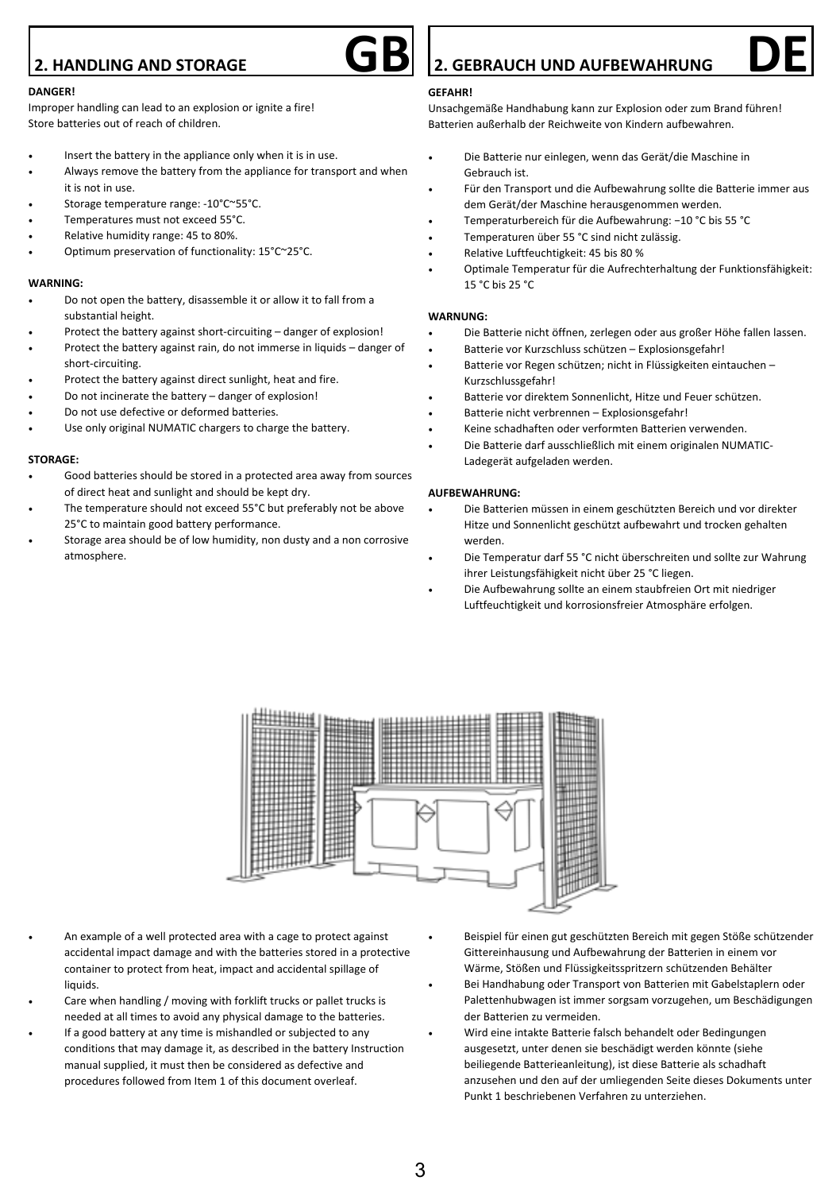## 2. HANDLING AND STORAGE GB

**DANGER!**

Improper handling can lead to an explosion or ignite a fire!
Store batteries out of reach of children.

- Insert the battery in the appliance only when it is in use.
- Always remove the battery from the appliance for transport and when it is not in use.
- Storage temperature range: -10°C~55°C.
- Temperatures must not exceed 55°C.
- Relative humidity range: 45 to 80%.
- Optimum preservation of functionality: 15°C~25°C.

**WARNING:**

- Do not open the battery, disassemble it or allow it to fall from a substantial height.
- Protect the battery against short-circuiting – danger of explosion!
- Protect the battery against rain, do not immerse in liquids – danger of short-circuiting.
- Protect the battery against direct sunlight, heat and fire.
- Do not incinerate the battery – danger of explosion!
- Do not use defective or deformed batteries.
- Use only original NUMATIC chargers to charge the battery.

**STORAGE:**

- Good batteries should be stored in a protected area away from sources of direct heat and sunlight and should be kept dry.
- The temperature should not exceed 55°C but preferably not be above 25°C to maintain good battery performance.
- Storage area should be of low humidity, non dusty and a non corrosive atmosphere.

- An example of a well protected area with a cage to protect against accidental impact damage and with the batteries stored in a protective container to protect from heat, impact and accidental spillage of liquids.
- Care when handling / moving with forklift trucks or pallet trucks is needed at all times to avoid any physical damage to the batteries.
- If a good battery at any time is mishandled or subjected to any conditions that may damage it, as described in the battery Instruction manual supplied, it must then be considered as defective and procedures followed from Item 1 of this document overleaf.

## 2. GEBRAUCH UND AUFBEWAHRUNG DE

**GEFAHR!**

Unsachgemäße Handhabung kann zur Explosion oder zum Brand führen!
Batterien außerhalb der Reichweite von Kindern aufbewahren.

- Die Batterie nur einlegen, wenn das Gerät/die Maschine in Gebrauch ist.
- Für den Transport und die Aufbewahrung sollte die Batterie immer aus dem Gerät/der Maschine herausgenommen werden.
- Temperaturbereich für die Aufbewahrung: −10 °C bis 55 °C
- Temperaturen über 55 °C sind nicht zulässig.
- Relative Luftfeuchtigkeit: 45 bis 80 %
- Optimale Temperatur für die Aufrechterhaltung der Funktionsfähigkeit: 15 °C bis 25 °C

**WARNUNG:**

- Die Batterie nicht öffnen, zerlegen oder aus großer Höhe fallen lassen.
- Batterie vor Kurzschluss schützen – Explosionsgefahr!
- Batterie vor Regen schützen; nicht in Flüssigkeiten eintauchen – Kurzschlussgefahr!
- Batterie vor direktem Sonnenlicht, Hitze und Feuer schützen.
- Batterie nicht verbrennen – Explosionsgefahr!
- Keine schadhaften oder verformten Batterien verwenden.
- Die Batterie darf ausschließlich mit einem originalen NUMATIC-Ladegerät aufgeladen werden.

**AUFBEWAHRUNG:**

- Die Batterien müssen in einem geschützten Bereich und vor direkter Hitze und Sonnenlicht geschützt aufbewahrt und trocken gehalten werden.
- Die Temperatur darf 55 °C nicht überschreiten und sollte zur Wahrung ihrer Leistungsfähigkeit nicht über 25 °C liegen.
- Die Aufbewahrung sollte an einem staubfreien Ort mit niedriger Luftfeuchtigkeit und korrosionsfreier Atmosphäre erfolgen.

- Beispiel für einen gut geschützten Bereich mit gegen Stöße schützender Gittereinhausung und Aufbewahrung der Batterien in einem vor Wärme, Stößen und Flüssigkeitsspritzern schützenden Behälter
- Bei Handhabung oder Transport von Batterien mit Gabelstaplern oder Palettenhubwagen ist immer sorgsam vorzugehen, um Beschädigungen der Batterien zu vermeiden.
- Wird eine intakte Batterie falsch behandelt oder Bedingungen ausgesetzt, unter denen sie beschädigt werden könnte (siehe beiliegende Batterieanleitung), ist diese Batterie als schadhaft anzusehen und den auf der umliegenden Seite dieses Dokuments unter Punkt 1 beschriebenen Verfahren zu unterziehen.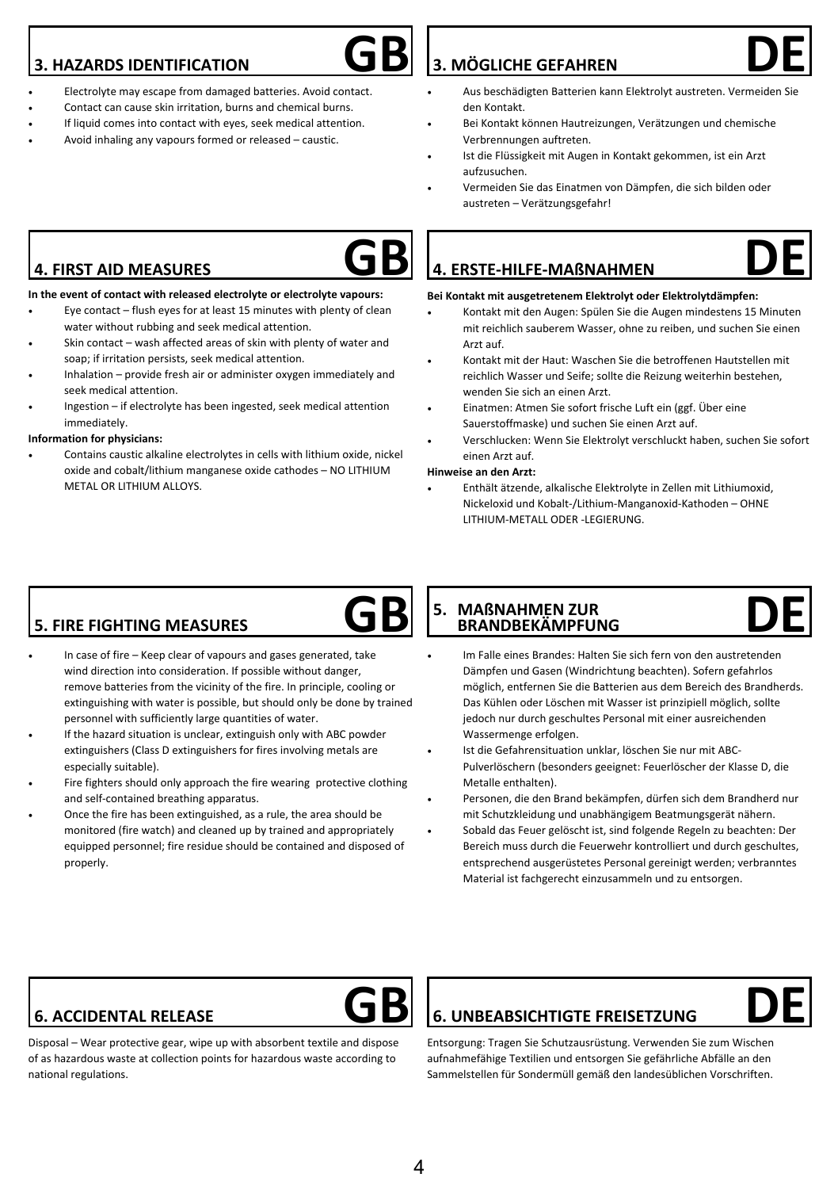## 3. HAZARDS IDENTIFICATION GB

- Electrolyte may escape from damaged batteries. Avoid contact.
- Contact can cause skin irritation, burns and chemical burns.
- If liquid comes into contact with eyes, seek medical attention.
- Avoid inhaling any vapours formed or released – caustic.

## 3. MÖGLICHE GEFAHREN DE

- Aus beschädigten Batterien kann Elektrolyt austreten. Vermeiden Sie den Kontakt.
- Bei Kontakt können Hautreizungen, Verätzungen und chemische Verbrennungen auftreten.
- Ist die Flüssigkeit mit Augen in Kontakt gekommen, ist ein Arzt aufzusuchen.
- Vermeiden Sie das Einatmen von Dämpfen, die sich bilden oder austreten – Verätzungsgefahr!

## 4. FIRST AID MEASURES GB

**In the event of contact with released electrolyte or electrolyte vapours:**

- Eye contact – flush eyes for at least 15 minutes with plenty of clean water without rubbing and seek medical attention.
- Skin contact – wash affected areas of skin with plenty of water and soap; if irritation persists, seek medical attention.
- Inhalation – provide fresh air or administer oxygen immediately and seek medical attention.
- Ingestion – if electrolyte has been ingested, seek medical attention immediately.

**Information for physicians:**

- Contains caustic alkaline electrolytes in cells with lithium oxide, nickel oxide and cobalt/lithium manganese oxide cathodes – NO LITHIUM METAL OR LITHIUM ALLOYS.

## 4. ERSTE-HILFE-MAßNAHMEN DE

**Bei Kontakt mit ausgetretenem Elektrolyt oder Elektrolytdämpfen:**

- Kontakt mit den Augen: Spülen Sie die Augen mindestens 15 Minuten mit reichlich sauberem Wasser, ohne zu reiben, und suchen Sie einen Arzt auf.
- Kontakt mit der Haut: Waschen Sie die betroffenen Hautstellen mit reichlich Wasser und Seife; sollte die Reizung weiterhin bestehen, wenden Sie sich an einen Arzt.
- Einatmen: Atmen Sie sofort frische Luft ein (ggf. Über eine Sauerstoffmaske) und suchen Sie einen Arzt auf.
- Verschlucken: Wenn Sie Elektrolyt verschluckt haben, suchen Sie sofort einen Arzt auf.

**Hinweise an den Arzt:**

- Enthält ätzende, alkalische Elektrolyte in Zellen mit Lithiumoxid, Nickeloxid und Kobalt-/Lithium-Manganoxid-Kathoden – OHNE LITHIUM-METALL ODER -LEGIERUNG.

## 5. FIRE FIGHTING MEASURES GB

- In case of fire – Keep clear of vapours and gases generated, take wind direction into consideration. If possible without danger, remove batteries from the vicinity of the fire. In principle, cooling or extinguishing with water is possible, but should only be done by trained personnel with sufficiently large quantities of water.
- If the hazard situation is unclear, extinguish only with ABC powder extinguishers (Class D extinguishers for fires involving metals are especially suitable).
- Fire fighters should only approach the fire wearing protective clothing and self-contained breathing apparatus.
- Once the fire has been extinguished, as a rule, the area should be monitored (fire watch) and cleaned up by trained and appropriately equipped personnel; fire residue should be contained and disposed of properly.

## 5. MAßNAHMEN ZUR BRANDBEKÄMPFUNG DE

- Im Falle eines Brandes: Halten Sie sich fern von den austretenden Dämpfen und Gasen (Windrichtung beachten). Sofern gefahrlos möglich, entfernen Sie die Batterien aus dem Bereich des Brandherds. Das Kühlen oder Löschen mit Wasser ist prinzipiell möglich, sollte jedoch nur durch geschultes Personal mit einer ausreichenden Wassermenge erfolgen.
- Ist die Gefahrensituation unklar, löschen Sie nur mit ABC-Pulverlöschern (besonders geeignet: Feuerlöscher der Klasse D, die Metalle enthalten).
- Personen, die den Brand bekämpfen, dürfen sich dem Brandherd nur mit Schutzkleidung und unabhängigem Beatmungsgerät nähern.
- Sobald das Feuer gelöscht ist, sind folgende Regeln zu beachten: Der Bereich muss durch die Feuerwehr kontrolliert und durch geschultes, entsprechend ausgerüstetes Personal gereinigt werden; verbranntes Material ist fachgerecht einzusammeln und zu entsorgen.

## 6. ACCIDENTAL RELEASE GB

Disposal – Wear protective gear, wipe up with absorbent textile and dispose of as hazardous waste at collection points for hazardous waste according to national regulations.

## 6. UNBEABSICHTIGTE FREISETZUNG DE

Entsorgung: Tragen Sie Schutzausrüstung. Verwenden Sie zum Wischen aufnahmefähige Textilien und entsorgen Sie gefährliche Abfälle an den Sammelstellen für Sondermüll gemäß den landesüblichen Vorschriften.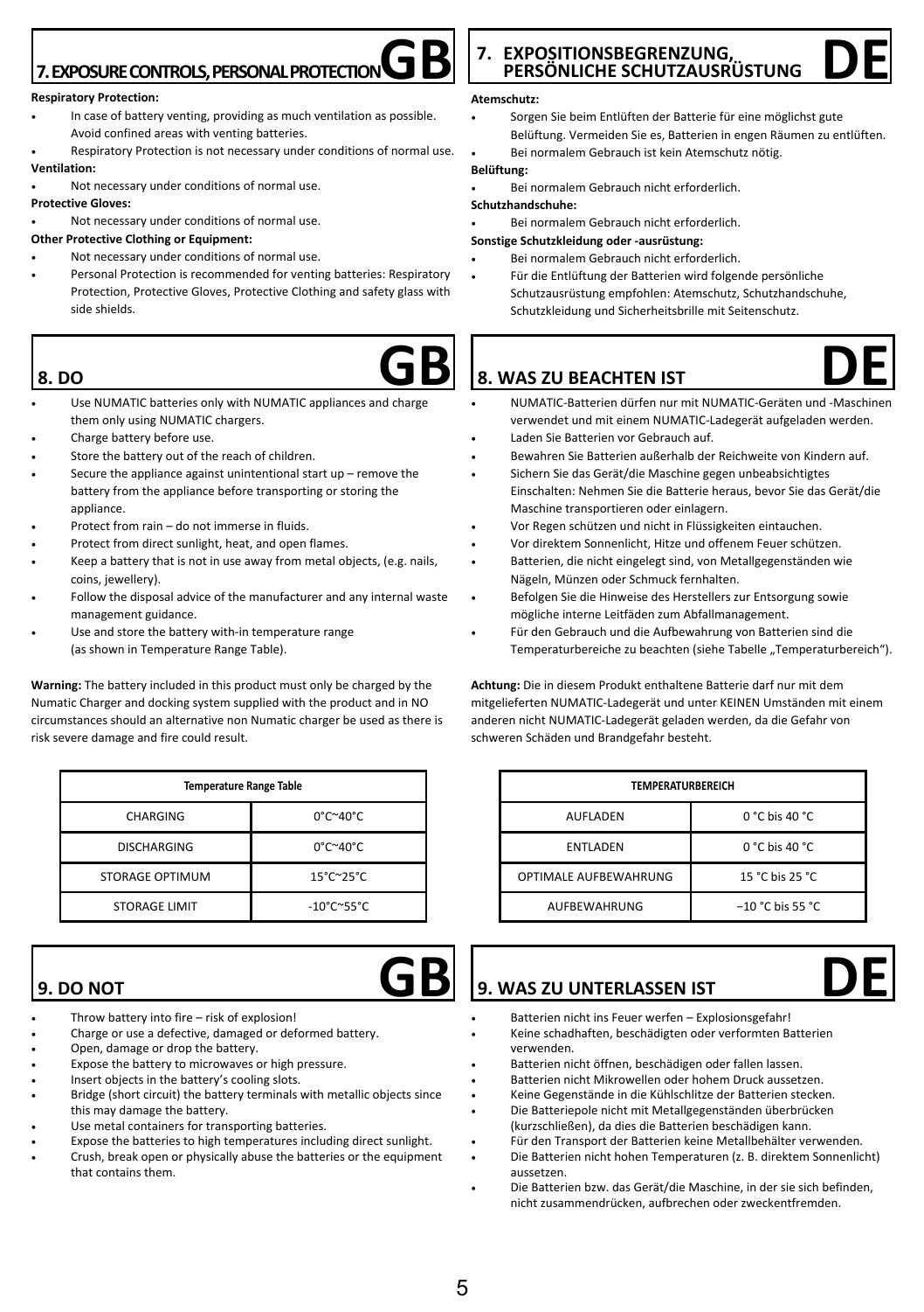## 7. EXPOSURE CONTROLS, PERSONAL PROTECTION GB

**Respiratory Protection:**

- In case of battery venting, providing as much ventilation as possible. Avoid confined areas with venting batteries.
- Respiratory Protection is not necessary under conditions of normal use.

**Ventilation:**

- Not necessary under conditions of normal use.

**Protective Gloves:**

- Not necessary under conditions of normal use.

**Other Protective Clothing or Equipment:**

- Not necessary under conditions of normal use.
- Personal Protection is recommended for venting batteries: Respiratory Protection, Protective Gloves, Protective Clothing and safety glass with side shields.

## 8. DO GB

- Use NUMATIC batteries only with NUMATIC appliances and charge them only using NUMATIC chargers.
- Charge battery before use.
- Store the battery out of the reach of children.
- Secure the appliance against unintentional start up – remove the battery from the appliance before transporting or storing the appliance.
- Protect from rain – do not immerse in fluids.
- Protect from direct sunlight, heat, and open flames.
- Keep a battery that is not in use away from metal objects, (e.g. nails, coins, jewellery).
- Follow the disposal advice of the manufacturer and any internal waste management guidance.
- Use and store the battery with-in temperature range (as shown in Temperature Range Table).

**Warning:** The battery included in this product must only be charged by the Numatic Charger and docking system supplied with the product and in NO circumstances should an alternative non Numatic charger be used as there is risk severe damage and fire could result.

| Temperature Range Table | |
|---|---|
| CHARGING | 0°C~40°C |
| DISCHARGING | 0°C~40°C |
| STORAGE OPTIMUM | 15°C~25°C |
| STORAGE LIMIT | -10°C~55°C |

## 9. DO NOT GB

- Throw battery into fire – risk of explosion!
- Charge or use a defective, damaged or deformed battery.
- Open, damage or drop the battery.
- Expose the battery to microwaves or high pressure.
- Insert objects in the battery's cooling slots.
- Bridge (short circuit) the battery terminals with metallic objects since this may damage the battery.
- Use metal containers for transporting batteries.
- Expose the batteries to high temperatures including direct sunlight.
- Crush, break open or physically abuse the batteries or the equipment that contains them.

## 7. EXPOSITIONSBEGRENZUNG, PERSÖNLICHE SCHUTZAUSRÜSTUNG DE

**Atemschutz:**

- Sorgen Sie beim Entlüften der Batterie für eine möglichst gute Belüftung. Vermeiden Sie es, Batterien in engen Räumen zu entlüften.
- Bei normalem Gebrauch ist kein Atemschutz nötig.

**Belüftung:**

- Bei normalem Gebrauch nicht erforderlich.

**Schutzhandschuhe:**

- Bei normalem Gebrauch nicht erforderlich.

**Sonstige Schutzkleidung oder -ausrüstung:**

- Bei normalem Gebrauch nicht erforderlich.
- Für die Entlüftung der Batterien wird folgende persönliche Schutzausrüstung empfohlen: Atemschutz, Schutzhandschuhe, Schutzkleidung und Sicherheitsbrille mit Seitenschutz.

## 8. WAS ZU BEACHTEN IST DE

- NUMATIC-Batterien dürfen nur mit NUMATIC-Geräten und -Maschinen verwendet und mit einem NUMATIC-Ladegerät aufgeladen werden.
- Laden Sie Batterien vor Gebrauch auf.
- Bewahren Sie Batterien außerhalb der Reichweite von Kindern auf.
- Sichern Sie das Gerät/die Maschine gegen unbeabsichtigtes Einschalten: Nehmen Sie die Batterie heraus, bevor Sie das Gerät/die Maschine transportieren oder einlagern.
- Vor Regen schützen und nicht in Flüssigkeiten eintauchen.
- Vor direktem Sonnenlicht, Hitze und offenem Feuer schützen.
- Batterien, die nicht eingelegt sind, von Metallgegenständen wie Nägeln, Münzen oder Schmuck fernhalten.
- Befolgen Sie die Hinweise des Herstellers zur Entsorgung sowie mögliche interne Leitfäden zum Abfallmanagement.
- Für den Gebrauch und die Aufbewahrung von Batterien sind die Temperaturbereiche zu beachten (siehe Tabelle „Temperaturbereich“).

**Achtung:** Die in diesem Produkt enthaltene Batterie darf nur mit dem mitgelieferten NUMATIC-Ladegerät und unter KEINEN Umständen mit einem anderen nicht NUMATIC-Ladegerät geladen werden, da die Gefahr von schweren Schäden und Brandgefahr besteht.

| TEMPERATURBEREICH | |
|---|---|
| AUFLADEN | 0 °C bis 40 °C |
| ENTLADEN | 0 °C bis 40 °C |
| OPTIMALE AUFBEWAHRUNG | 15 °C bis 25 °C |
| AUFBEWAHRUNG | −10 °C bis 55 °C |

## 9. WAS ZU UNTERLASSEN IST DE

- Batterien nicht ins Feuer werfen – Explosionsgefahr!
- Keine schadhaften, beschädigten oder verformten Batterien verwenden.
- Batterien nicht öffnen, beschädigen oder fallen lassen.
- Batterien nicht Mikrowellen oder hohem Druck aussetzen.
- Keine Gegenstände in die Kühlschlitze der Batterien stecken.
- Die Batteriepole nicht mit Metallgegenständen überbrücken (kurzschließen), da dies die Batterien beschädigen kann.
- Für den Transport der Batterien keine Metallbehälter verwenden.
- Die Batterien nicht hohen Temperaturen (z. B. direktem Sonnenlicht) aussetzen.
- Die Batterien bzw. das Gerät/die Maschine, in der sie sich befinden, nicht zusammendrücken, aufbrechen oder zweckentfremden.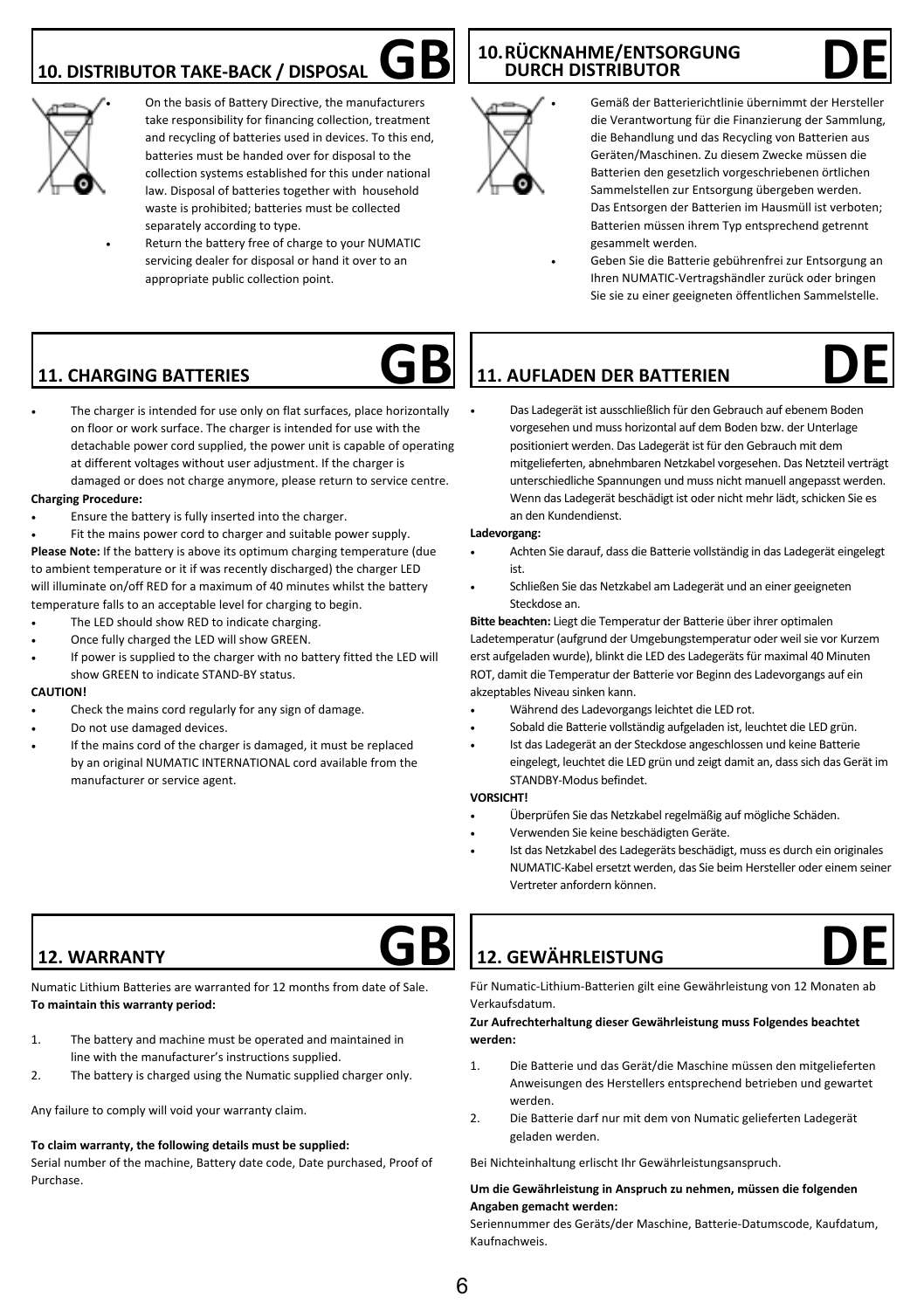## 10. DISTRIBUTOR TAKE-BACK / DISPOSAL GB

- On the basis of Battery Directive, the manufacturers take responsibility for financing collection, treatment and recycling of batteries used in devices. To this end, batteries must be handed over for disposal to the collection systems established for this under national law. Disposal of batteries together with household waste is prohibited; batteries must be collected separately according to type.
- Return the battery free of charge to your NUMATIC servicing dealer for disposal or hand it over to an appropriate public collection point.

## 10. RÜCKNAHME/ENTSORGUNG DURCH DISTRIBUTOR DE

- Gemäß der Batterierichtlinie übernimmt der Hersteller die Verantwortung für die Finanzierung der Sammlung, die Behandlung und das Recycling von Batterien aus Geräten/Maschinen. Zu diesem Zwecke müssen die Batterien den gesetzlich vorgeschriebenen örtlichen Sammelstellen zur Entsorgung übergeben werden. Das Entsorgen der Batterien im Hausmüll ist verboten; Batterien müssen ihrem Typ entsprechend getrennt gesammelt werden.
- Geben Sie die Batterie gebührenfrei zur Entsorgung an Ihren NUMATIC-Vertragshändler zurück oder bringen Sie sie zu einer geeigneten öffentlichen Sammelstelle.

## 11. CHARGING BATTERIES GB

- The charger is intended for use only on flat surfaces, place horizontally on floor or work surface. The charger is intended for use with the detachable power cord supplied, the power unit is capable of operating at different voltages without user adjustment. If the charger is damaged or does not charge anymore, please return to service centre.

**Charging Procedure:**

- Ensure the battery is fully inserted into the charger.
- Fit the mains power cord to charger and suitable power supply.

**Please Note:** If the battery is above its optimum charging temperature (due to ambient temperature or it if was recently discharged) the charger LED will illuminate on/off RED for a maximum of 40 minutes whilst the battery temperature falls to an acceptable level for charging to begin.

- The LED should show RED to indicate charging.
- Once fully charged the LED will show GREEN.
- If power is supplied to the charger with no battery fitted the LED will show GREEN to indicate STAND-BY status.

**CAUTION!**

- Check the mains cord regularly for any sign of damage.
- Do not use damaged devices.
- If the mains cord of the charger is damaged, it must be replaced by an original NUMATIC INTERNATIONAL cord available from the manufacturer or service agent.

## 11. AUFLADEN DER BATTERIEN DE

- Das Ladegerät ist ausschließlich für den Gebrauch auf ebenem Boden vorgesehen und muss horizontal auf dem Boden bzw. der Unterlage positioniert werden. Das Ladegerät ist für den Gebrauch mit dem mitgelieferten, abnehmbaren Netzkabel vorgesehen. Das Netzteil verträgt unterschiedliche Spannungen und muss nicht manuell angepasst werden. Wenn das Ladegerät beschädigt ist oder nicht mehr lädt, schicken Sie es an den Kundendienst.

**Ladevorgang:**

- Achten Sie darauf, dass die Batterie vollständig in das Ladegerät eingelegt ist.
- Schließen Sie das Netzkabel am Ladegerät und an einer geeigneten Steckdose an.

**Bitte beachten:** Liegt die Temperatur der Batterie über ihrer optimalen Ladetemperatur (aufgrund der Umgebungstemperatur oder weil sie vor Kurzem erst aufgeladen wurde), blinkt die LED des Ladegeräts für maximal 40 Minuten ROT, damit die Temperatur der Batterie vor Beginn des Ladevorgangs auf ein akzeptables Niveau sinken kann.

- Während des Ladevorgangs leuchtet die LED rot.
- Sobald die Batterie vollständig aufgeladen ist, leuchtet die LED grün.
- Ist das Ladegerät an der Steckdose angeschlossen und keine Batterie eingelegt, leuchtet die LED grün und zeigt damit an, dass sich das Gerät im STANDBY-Modus befindet.

**VORSICHT!**

- Überprüfen Sie das Netzkabel regelmäßig auf mögliche Schäden.
- Verwenden Sie keine beschädigten Geräte.
- Ist das Netzkabel des Ladegeräts beschädigt, muss es durch ein originales NUMATIC-Kabel ersetzt werden, das Sie beim Hersteller oder einem seiner Vertreter anfordern können.

## 12. WARRANTY GB

Numatic Lithium Batteries are warranted for 12 months from date of Sale.
**To maintain this warranty period:**

1. The battery and machine must be operated and maintained in line with the manufacturer's instructions supplied.
2. The battery is charged using the Numatic supplied charger only.

Any failure to comply will void your warranty claim.

**To claim warranty, the following details must be supplied:**
Serial number of the machine, Battery date code, Date purchased, Proof of Purchase.

## 12. GEWÄHRLEISTUNG DE

Für Numatic-Lithium-Batterien gilt eine Gewährleistung von 12 Monaten ab Verkaufsdatum.

**Zur Aufrechterhaltung dieser Gewährleistung muss Folgendes beachtet werden:**

1. Die Batterie und das Gerät/die Maschine müssen den mitgelieferten Anweisungen des Herstellers entsprechend betrieben und gewartet werden.
2. Die Batterie darf nur mit dem von Numatic gelieferten Ladegerät geladen werden.

Bei Nichteinhaltung erlischt Ihr Gewährleistungsanspruch.

**Um die Gewährleistung in Anspruch zu nehmen, müssen die folgenden Angaben gemacht werden:**
Seriennummer des Geräts/der Maschine, Batterie-Datumscode, Kaufdatum, Kaufnachweis.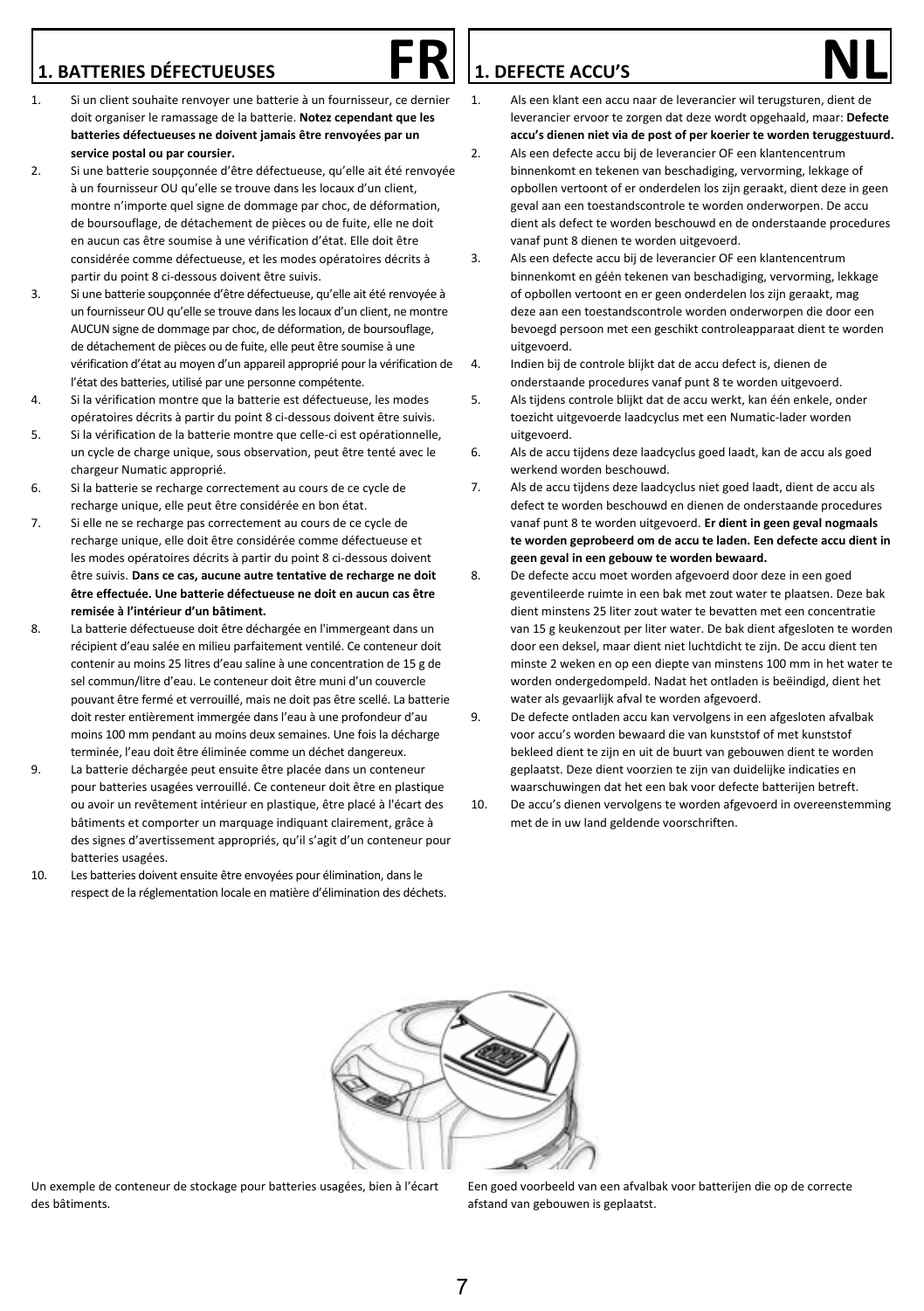## 1. BATTERIES DÉFECTUEUSES FR

1. Si un client souhaite renvoyer une batterie à un fournisseur, ce dernier doit organiser le ramassage de la batterie. **Notez cependant que les batteries défectueuses ne doivent jamais être renvoyées par un service postal ou par coursier.**
2. Si une batterie soupçonnée d'être défectueuse, qu'elle ait été renvoyée à un fournisseur OU qu'elle se trouve dans les locaux d'un client, montre n'importe quel signe de dommage par choc, de déformation, de boursouflage, de détachement de pièces ou de fuite, elle ne doit en aucun cas être soumise à une vérification d'état. Elle doit être considérée comme défectueuse, et les modes opératoires décrits à partir du point 8 ci-dessous doivent être suivis.
3. Si une batterie soupçonnée d'être défectueuse, qu'elle ait été renvoyée à un fournisseur OU qu'elle se trouve dans les locaux d'un client, ne montre AUCUN signe de dommage par choc, de déformation, de boursouflage, de détachement de pièces ou de fuite, elle peut être soumise à une vérification d'état au moyen d'un appareil approprié pour la vérification de l'état des batteries, utilisé par une personne compétente.
4. Si la vérification montre que la batterie est défectueuse, les modes opératoires décrits à partir du point 8 ci-dessous doivent être suivis.
5. Si la vérification de la batterie montre que celle-ci est opérationnelle, un cycle de charge unique, sous observation, peut être tenté avec le chargeur Numatic approprié.
6. Si la batterie se recharge correctement au cours de ce cycle de recharge unique, elle peut être considérée en bon état.
7. Si elle ne se recharge pas correctement au cours de ce cycle de recharge unique, elle doit être considérée comme défectueuse et les modes opératoires décrits à partir du point 8 ci-dessous doivent être suivis. **Dans ce cas, aucune autre tentative de recharge ne doit être effectuée. Une batterie défectueuse ne doit en aucun cas être remisée à l'intérieur d'un bâtiment.**
8. La batterie défectueuse doit être déchargée en l'immergeant dans un récipient d'eau salée en milieu parfaitement ventilé. Ce conteneur doit contenir au moins 25 litres d'eau saline à une concentration de 15 g de sel commun/litre d'eau. Le conteneur doit être muni d'un couvercle pouvant être fermé et verrouillé, mais ne doit pas être scellé. La batterie doit rester entièrement immergée dans l'eau à une profondeur d'au moins 100 mm pendant au moins deux semaines. Une fois la décharge terminée, l'eau doit être éliminée comme un déchet dangereux.
9. La batterie déchargée peut ensuite être placée dans un conteneur pour batteries usagées verrouillé. Ce conteneur doit être en plastique ou avoir un revêtement intérieur en plastique, être placé à l'écart des bâtiments et comporter un marquage indiquant clairement, grâce à des signes d'avertissement appropriés, qu'il s'agit d'un conteneur pour batteries usagées.
10. Les batteries doivent ensuite être envoyées pour élimination, dans le respect de la réglementation locale en matière d'élimination des déchets.

## 1. DEFECTE ACCU'S NL

1. Als een klant een accu naar de leverancier wil terugsturen, dient de leverancier ervoor te zorgen dat deze wordt opgehaald, maar: **Defecte accu's dienen niet via de post of per koerier te worden teruggestuurd.**
2. Als een defecte accu bij de leverancier OF een klantencentrum binnenkomt en tekenen van beschadiging, vervorming, lekkage of opbollen vertoont of er onderdelen los zijn geraakt, dient deze in geen geval aan een toestandscontrole te worden onderworpen. De accu dient als defect te worden beschouwd en de onderstaande procedures vanaf punt 8 dienen te worden uitgevoerd.
3. Als een defecte accu bij de leverancier OF een klantencentrum binnenkomt en géén tekenen van beschadiging, vervorming, lekkage of opbollen vertoont en er geen onderdelen los zijn geraakt, mag deze aan een toestandscontrole worden onderworpen die door een bevoegd persoon met een geschikt controleapparaat dient te worden uitgevoerd.
4. Indien bij de controle blijkt dat de accu defect is, dienen de onderstaande procedures vanaf punt 8 te worden uitgevoerd.
5. Als tijdens controle blijkt dat de accu werkt, kan één enkele, onder toezicht uitgevoerde laadcyclus met een Numatic-lader worden uitgevoerd.
6. Als de accu tijdens deze laadcyclus goed laadt, kan de accu als goed werkend worden beschouwd.
7. Als de accu tijdens deze laadcyclus niet goed laadt, dient de accu als defect te worden beschouwd en dienen de onderstaande procedures vanaf punt 8 te worden uitgevoerd. **Er dient in geen geval nogmaals te worden geprobeerd om de accu te laden. Een defecte accu dient in geen geval in een gebouw te worden bewaard.**
8. De defecte accu moet worden afgevoerd door deze in een goed geventileerde ruimte in een bak met zout water te plaatsen. Deze bak dient minstens 25 liter zout water te bevatten met een concentratie van 15 g keukenzout per liter water. De bak dient afgesloten te worden door een deksel, maar dient niet luchtdicht te zijn. De accu dient ten minste 2 weken en op een diepte van minstens 100 mm in het water te worden ondergedompeld. Nadat het ontladen is beëindigd, dient het water als gevaarlijk afval te worden afgevoerd.
9. De defecte ontladen accu kan vervolgens in een afgesloten afvalbak voor accu's worden bewaard die van kunststof of met kunststof bekleed dient te zijn en uit de buurt van gebouwen dient te worden geplaatst. Deze dient voorzien te zijn van duidelijke indicaties en waarschuwingen dat het een bak voor defecte batterijen betreft.
10. De accu's dienen vervolgens te worden afgevoerd in overeenstemming met de in uw land geldende voorschriften.

Un exemple de conteneur de stockage pour batteries usagées, bien à l'écart des bâtiments.

Een goed voorbeeld van een afvalbak voor batterijen die op de correcte afstand van gebouwen is geplaatst.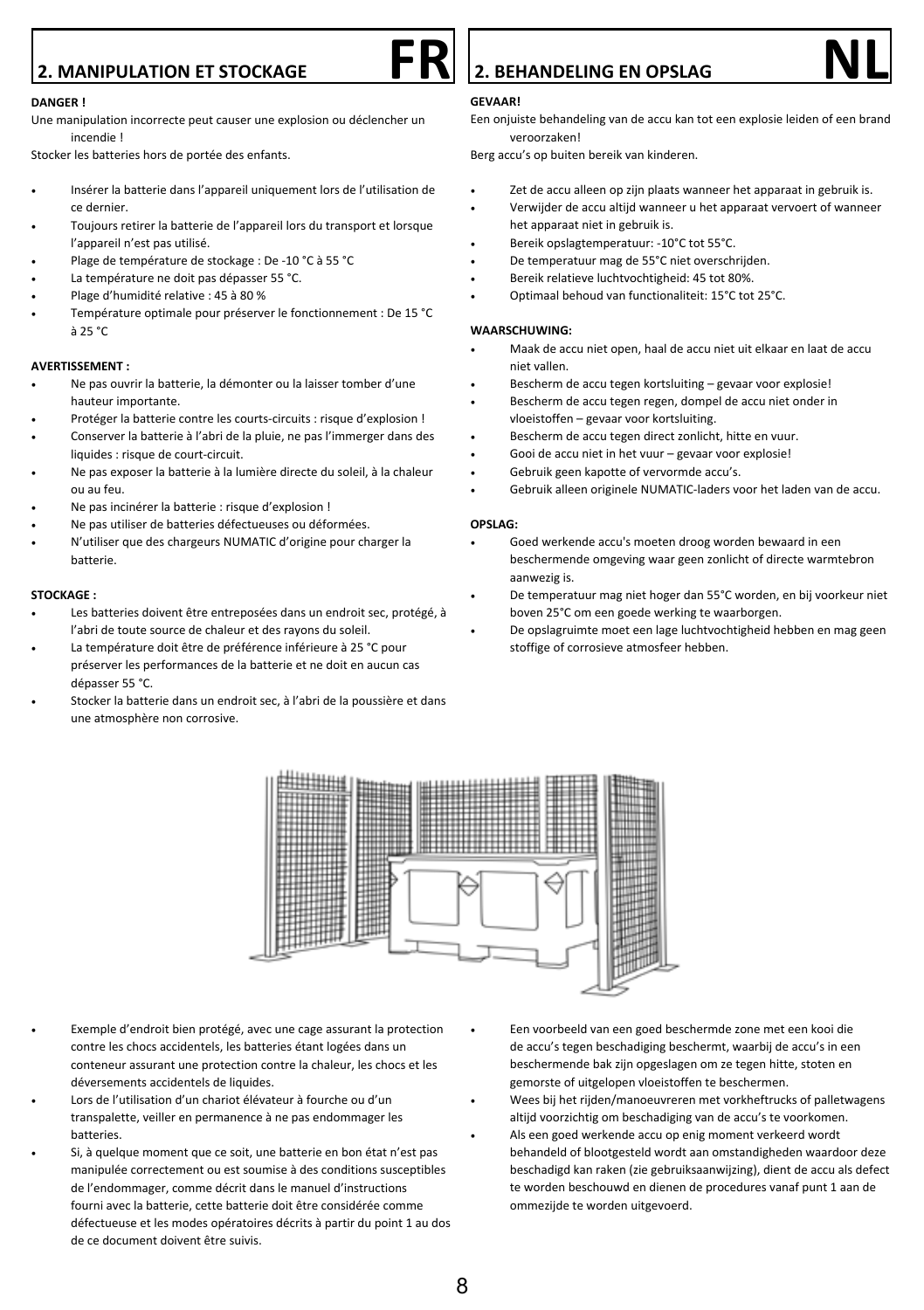## 2. MANIPULATION ET STOCKAGE FR

**DANGER !**

Une manipulation incorrecte peut causer une explosion ou déclencher un incendie !

Stocker les batteries hors de portée des enfants.

- Insérer la batterie dans l'appareil uniquement lors de l'utilisation de ce dernier.
- Toujours retirer la batterie de l'appareil lors du transport et lorsque l'appareil n'est pas utilisé.
- Plage de température de stockage : De -10 °C à 55 °C
- La température ne doit pas dépasser 55 °C.
- Plage d'humidité relative : 45 à 80 %
- Température optimale pour préserver le fonctionnement : De 15 °C à 25 °C

**AVERTISSEMENT :**

- Ne pas ouvrir la batterie, la démonter ou la laisser tomber d'une hauteur importante.
- Protéger la batterie contre les courts-circuits : risque d'explosion !
- Conserver la batterie à l'abri de la pluie, ne pas l'immerger dans des liquides : risque de court-circuit.
- Ne pas exposer la batterie à la lumière directe du soleil, à la chaleur ou au feu.
- Ne pas incinérer la batterie : risque d'explosion !
- Ne pas utiliser de batteries défectueuses ou déformées.
- N'utiliser que des chargeurs NUMATIC d'origine pour charger la batterie.

**STOCKAGE :**

- Les batteries doivent être entreposées dans un endroit sec, protégé, à l'abri de toute source de chaleur et des rayons du soleil.
- La température doit être de préférence inférieure à 25 °C pour préserver les performances de la batterie et ne doit en aucun cas dépasser 55 °C.
- Stocker la batterie dans un endroit sec, à l'abri de la poussière et dans une atmosphère non corrosive.

- Exemple d'endroit bien protégé, avec une cage assurant la protection contre les chocs accidentels, les batteries étant logées dans un conteneur assurant une protection contre la chaleur, les chocs et les déversements accidentels de liquides.
- Lors de l'utilisation d'un chariot élévateur à fourche ou d'un transpalette, veiller en permanence à ne pas endommager les batteries.
- Si, à quelque moment que ce soit, une batterie en bon état n'est pas manipulée correctement ou est soumise à des conditions susceptibles de l'endommager, comme décrit dans le manuel d'instructions fourni avec la batterie, cette batterie doit être considérée comme défectueuse et les modes opératoires décrits à partir du point 1 au dos de ce document doivent être suivis.

## 2. BEHANDELING EN OPSLAG NL

**GEVAAR!**

Een onjuiste behandeling van de accu kan tot een explosie leiden of een brand veroorzaken!

Berg accu's op buiten bereik van kinderen.

- Zet de accu alleen op zijn plaats wanneer het apparaat in gebruik is.
- Verwijder de accu altijd wanneer u het apparaat vervoert of wanneer het apparaat niet in gebruik is.
- Bereik opslagtemperatuur: -10°C tot 55°C.
- De temperatuur mag de 55°C niet overschrijden.
- Bereik relatieve luchtvochtigheid: 45 tot 80%.
- Optimaal behoud van functionaliteit: 15°C tot 25°C.

**WAARSCHUWING:**

- Maak de accu niet open, haal de accu niet uit elkaar en laat de accu niet vallen.
- Bescherm de accu tegen kortsluiting – gevaar voor explosie!
- Bescherm de accu tegen regen, dompel de accu niet onder in vloeistoffen – gevaar voor kortsluiting.
- Bescherm de accu tegen direct zonlicht, hitte en vuur.
- Gooi de accu niet in het vuur – gevaar voor explosie!
- Gebruik geen kapotte of vervormde accu's.
- Gebruik alleen originele NUMATIC-laders voor het laden van de accu.

**OPSLAG:**

- Goed werkende accu's moeten droog worden bewaard in een beschermende omgeving waar geen zonlicht of directe warmtebron aanwezig is.
- De temperatuur mag niet hoger dan 55°C worden, en bij voorkeur niet boven 25°C om een goede werking te waarborgen.
- De opslagruimte moet een lage luchtvochtigheid hebben en mag geen stoffige of corrosieve atmosfeer hebben.

- Een voorbeeld van een goed beschermde zone met een kooi die de accu's tegen beschadiging beschermt, waarbij de accu's in een beschermende bak zijn opgeslagen om ze tegen hitte, stoten en gemorste of uitgelopen vloeistoffen te beschermen.
- Wees bij het rijden/manoeuvreren met vorkheftrucks of palletwagens altijd voorzichtig om beschadiging van de accu's te voorkomen.
- Als een goed werkende accu op enig moment verkeerd wordt behandeld of blootgesteld wordt aan omstandigheden waardoor deze beschadigd kan raken (zie gebruiksaanwijzing), dient de accu als defect te worden beschouwd en dienen de procedures vanaf punt 1 aan de ommezijde te worden uitgevoerd.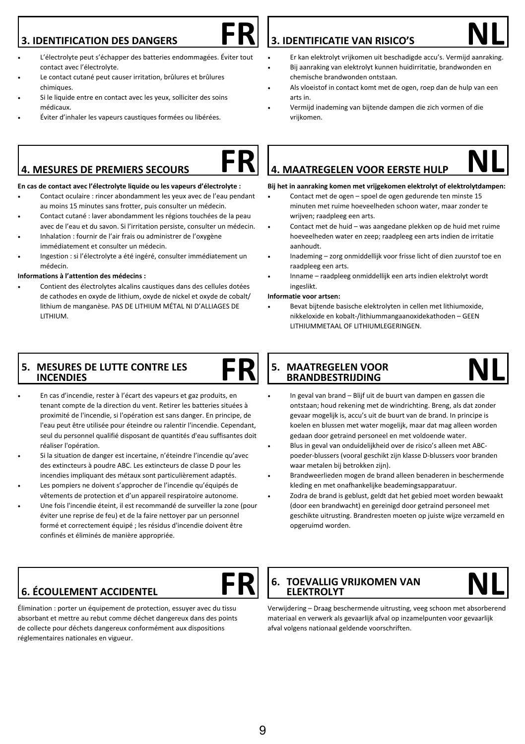## 3. IDENTIFICATION DES DANGERS — FR

- L'électrolyte peut s'échapper des batteries endommagées. Éviter tout contact avec l'électrolyte.
- Le contact cutané peut causer irritation, brûlures et brûlures chimiques.
- Si le liquide entre en contact avec les yeux, solliciter des soins médicaux.
- Éviter d'inhaler les vapeurs caustiques formées ou libérées.

## 4. MESURES DE PREMIERS SECOURS — FR

**En cas de contact avec l'électrolyte liquide ou les vapeurs d'électrolyte :**

- Contact oculaire : rincer abondamment les yeux avec de l'eau pendant au moins 15 minutes sans frotter, puis consulter un médecin.
- Contact cutané : laver abondamment les régions touchées de la peau avec de l'eau et du savon. Si l'irritation persiste, consulter un médecin.
- Inhalation : fournir de l'air frais ou administrer de l'oxygène immédiatement et consulter un médecin.
- Ingestion : si l'électrolyte a été ingéré, consulter immédiatement un médecin.

**Informations à l'attention des médecins :**

- Contient des électrolytes alcalins caustiques dans des cellules dotées de cathodes en oxyde de lithium, oxyde de nickel et oxyde de cobalt/ lithium de manganèse. PAS DE LITHIUM MÉTAL NI D'ALLIAGES DE LITHIUM.

## 5. MESURES DE LUTTE CONTRE LES INCENDIES — FR

- En cas d'incendie, rester à l'écart des vapeurs et gaz produits, en tenant compte de la direction du vent. Retirer les batteries situées à proximité de l'incendie, si l'opération est sans danger. En principe, de l'eau peut être utilisée pour éteindre ou ralentir l'incendie. Cependant, seul du personnel qualifié disposant de quantités d'eau suffisantes doit réaliser l'opération.
- Si la situation de danger est incertaine, n'éteindre l'incendie qu'avec des extincteurs à poudre ABC. Les extincteurs de classe D pour les incendies impliquant des métaux sont particulièrement adaptés.
- Les pompiers ne doivent s'approcher de l'incendie qu'équipés de vêtements de protection et d'un appareil respiratoire autonome.
- Une fois l'incendie éteint, il est recommandé de surveiller la zone (pour éviter une reprise de feu) et de la faire nettoyer par un personnel formé et correctement équipé ; les résidus d'incendie doivent être confinés et éliminés de manière appropriée.

## 6. ÉCOULEMENT ACCIDENTEL — FR

Élimination : porter un équipement de protection, essuyer avec du tissu absorbant et mettre au rebut comme déchet dangereux dans des points de collecte pour déchets dangereux conformément aux dispositions réglementaires nationales en vigueur.

## 3. IDENTIFICATIE VAN RISICO'S — NL

- Er kan elektrolyt vrijkomen uit beschadigde accu's. Vermijd aanraking.
- Bij aanraking van elektrolyt kunnen huidirritatie, brandwonden en chemische brandwonden ontstaan.
- Als vloeistof in contact komt met de ogen, roep dan de hulp van een arts in.
- Vermijd inademing van bijtende dampen die zich vormen of die vrijkomen.

## 4. MAATREGELEN VOOR EERSTE HULP — NL

**Bij het in aanraking komen met vrijgekomen elektrolyt of elektrolytdampen:**

- Contact met de ogen – spoel de ogen gedurende ten minste 15 minuten met ruime hoeveelheden schoon water, maar zonder te wrijven; raadpleeg een arts.
- Contact met de huid – was aangedane plekken op de huid met ruime hoeveelheden water en zeep; raadpleeg een arts indien de irritatie aanhoudt.
- Inademing – zorg onmiddellijk voor frisse licht of dien zuurstof toe en raadpleeg een arts.
- Inname – raadpleeg onmiddellijk een arts indien elektrolyt wordt ingeslikt.

**Informatie voor artsen:**

- Bevat bijtende basische elektrolyten in cellen met lithiumoxide, nikkeloxide en kobalt-/lithiummangaanoxidekathoden – GEEN LITHIUMMETAAL OF LITHIUMLEGERINGEN.

## 5. MAATREGELEN VOOR BRANDBESTRIJDING — NL

- In geval van brand – Blijf uit de buurt van dampen en gassen die ontstaan; houd rekening met de windrichting. Breng, als dat zonder gevaar mogelijk is, accu's uit de buurt van de brand. In principe is koelen en blussen met water mogelijk, maar dat mag alleen worden gedaan door getraind personeel en met voldoende water.
- Blus in geval van onduidelijkheid over de risico's alleen met ABC-poeder-blussers (vooral geschikt zijn klasse D-blussers voor branden waar metalen bij betrokken zijn).
- Brandweerlieden mogen de brand alleen benaderen in beschermende kleding en met onafhankelijke beademingsapparatuur.
- Zodra de brand is geblust, geldt dat het gebied moet worden bewaakt (door een brandwacht) en gereinigd door getraind personeel met geschikte uitrusting. Brandresten moeten op juiste wijze verzameld en opgeruimd worden.

## 6. TOEVALLIG VRIJKOMEN VAN ELEKTROLYT — NL

Verwijdering – Draag beschermende uitrusting, veeg schoon met absorberend materiaal en verwerk als gevaarlijk afval op inzamelpunten voor gevaarlijk afval volgens nationaal geldende voorschriften.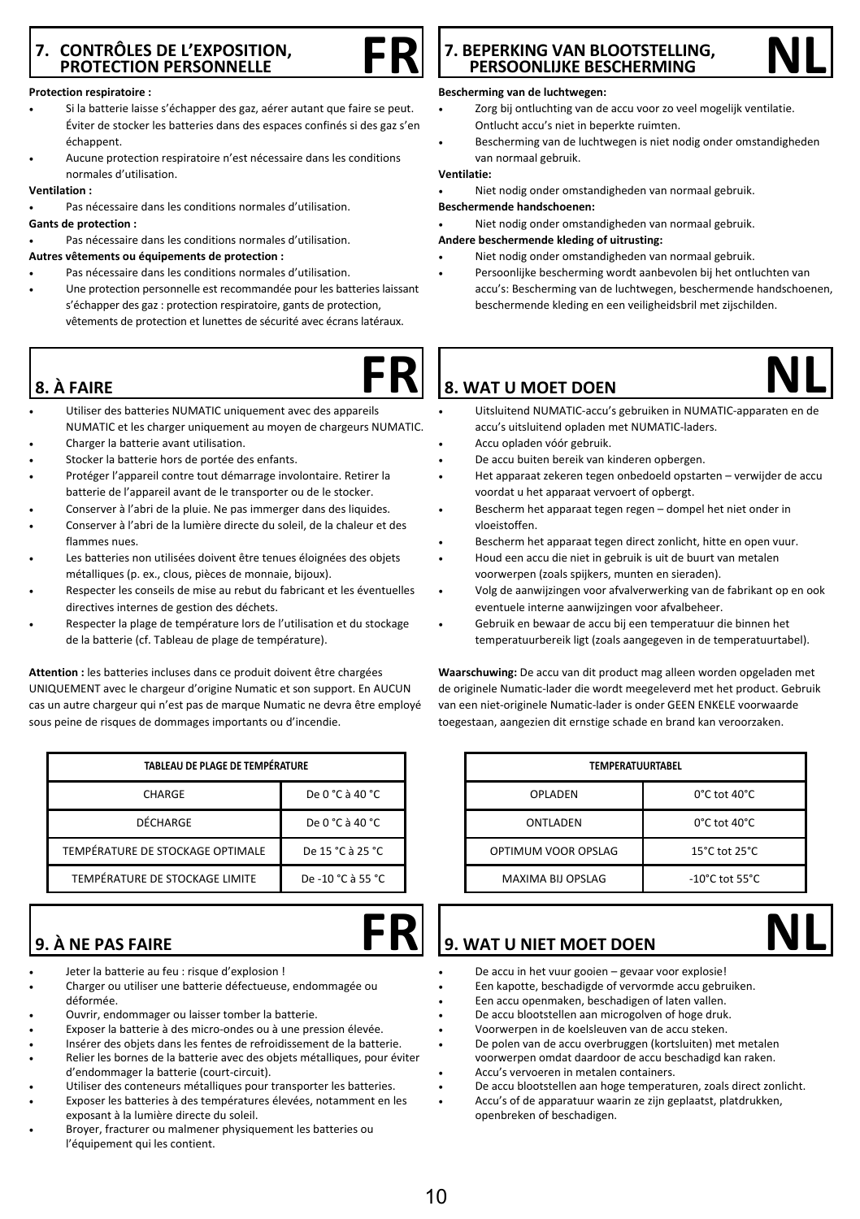## 7. CONTRÔLES DE L'EXPOSITION, PROTECTION PERSONNELLE — FR

**Protection respiratoire :**

- Si la batterie laisse s'échapper des gaz, aérer autant que faire se peut. Éviter de stocker les batteries dans des espaces confinés si des gaz s'en échappent.
- Aucune protection respiratoire n'est nécessaire dans les conditions normales d'utilisation.

**Ventilation :**

- Pas nécessaire dans les conditions normales d'utilisation.

**Gants de protection :**

- Pas nécessaire dans les conditions normales d'utilisation.

**Autres vêtements ou équipements de protection :**

- Pas nécessaire dans les conditions normales d'utilisation.
- Une protection personnelle est recommandée pour les batteries laissant s'échapper des gaz : protection respiratoire, gants de protection, vêtements de protection et lunettes de sécurité avec écrans latéraux.

## 8. À FAIRE — FR

- Utiliser des batteries NUMATIC uniquement avec des appareils NUMATIC et les charger uniquement au moyen de chargeurs NUMATIC.
- Charger la batterie avant utilisation.
- Stocker la batterie hors de portée des enfants.
- Protéger l'appareil contre tout démarrage involontaire. Retirer la batterie de l'appareil avant de le transporter ou de le stocker.
- Conserver à l'abri de la pluie. Ne pas immerger dans des liquides.
- Conserver à l'abri de la lumière directe du soleil, de la chaleur et des flammes nues.
- Les batteries non utilisées doivent être tenues éloignées des objets métalliques (p. ex., clous, pièces de monnaie, bijoux).
- Respecter les conseils de mise au rebut du fabricant et les éventuelles directives internes de gestion des déchets.
- Respecter la plage de température lors de l'utilisation et du stockage de la batterie (cf. Tableau de plage de température).

**Attention :** les batteries incluses dans ce produit doivent être chargées UNIQUEMENT avec le chargeur d'origine Numatic et son support. En AUCUN cas un autre chargeur qui n'est pas de marque Numatic ne devra être employé sous peine de risques de dommages importants ou d'incendie.

| TABLEAU DE PLAGE DE TEMPÉRATURE | |
|---|---|
| CHARGE | De 0 °C à 40 °C |
| DÉCHARGE | De 0 °C à 40 °C |
| TEMPÉRATURE DE STOCKAGE OPTIMALE | De 15 °C à 25 °C |
| TEMPÉRATURE DE STOCKAGE LIMITE | De -10 °C à 55 °C |

## 9. À NE PAS FAIRE — FR

- Jeter la batterie au feu : risque d'explosion !
- Charger ou utiliser une batterie défectueuse, endommagée ou déformée.
- Ouvrir, endommager ou laisser tomber la batterie.
- Exposer la batterie à des micro-ondes ou à une pression élevée.
- Insérer des objets dans les fentes de refroidissement de la batterie.
- Relier les bornes de la batterie avec des objets métalliques, pour éviter d'endommager la batterie (court-circuit).
- Utiliser des conteneurs métalliques pour transporter les batteries.
- Exposer les batteries à des températures élevées, notamment en les exposant à la lumière directe du soleil.
- Broyer, fracturer ou malmener physiquement les batteries ou l'équipement qui les contient.

## 7. BEPERKING VAN BLOOTSTELLING, PERSOONLIJKE BESCHERMING — NL

**Bescherming van de luchtwegen:**

- Zorg bij ontluchting van de accu voor zo veel mogelijk ventilatie. Ontlucht accu's niet in beperkte ruimten.
- Bescherming van de luchtwegen is niet nodig onder omstandigheden van normaal gebruik.

**Ventilatie:**

- Niet nodig onder omstandigheden van normaal gebruik.

**Beschermende handschoenen:**

- Niet nodig onder omstandigheden van normaal gebruik.

**Andere beschermende kleding of uitrusting:**

- Niet nodig onder omstandigheden van normaal gebruik.
- Persoonlijke bescherming wordt aanbevolen bij het ontluchten van accu's: Bescherming van de luchtwegen, beschermende handschoenen, beschermende kleding en een veiligheidsbril met zijschilden.

## 8. WAT U MOET DOEN — NL

- Uitsluitend NUMATIC-accu's gebruiken in NUMATIC-apparaten en de accu's uitsluitend opladen met NUMATIC-laders.
- Accu opladen vóór gebruik.
- De accu buiten bereik van kinderen opbergen.
- Het apparaat zekeren tegen onbedoeld opstarten – verwijder de accu voordat u het apparaat vervoert of opbergt.
- Bescherm het apparaat tegen regen – dompel het niet onder in vloeistoffen.
- Bescherm het apparaat tegen direct zonlicht, hitte en open vuur.
- Houd een accu die niet in gebruik is uit de buurt van metalen voorwerpen (zoals spijkers, munten en sieraden).
- Volg de aanwijzingen voor afvalverwerking van de fabrikant op en ook eventuele interne aanwijzingen voor afvalbeheer.
- Gebruik en bewaar de accu bij een temperatuur die binnen het temperatuurbereik ligt (zoals aangegeven in de temperatuurtabel).

**Waarschuwing:** De accu van dit product mag alleen worden opgeladen met de originele Numatic-lader die wordt meegeleverd met het product. Gebruik van een niet-originele Numatic-lader is onder GEEN ENKELE voorwaarde toegestaan, aangezien dit ernstige schade en brand kan veroorzaken.

| TEMPERATUURTABEL | |
|---|---|
| OPLADEN | 0°C tot 40°C |
| ONTLADEN | 0°C tot 40°C |
| OPTIMUM VOOR OPSLAG | 15°C tot 25°C |
| MAXIMA BIJ OPSLAG | -10°C tot 55°C |

## 9. WAT U NIET MOET DOEN — NL

- De accu in het vuur gooien – gevaar voor explosie!
- Een kapotte, beschadigde of vervormde accu gebruiken.
- Een accu openmaken, beschadigen of laten vallen.
- De accu blootstellen aan microgolven of hoge druk.
- Voorwerpen in de koelsleuven van de accu steken.
- De polen van de accu overbruggen (kortsluiten) met metalen voorwerpen omdat daardoor de accu beschadigd kan raken.
- Accu's vervoeren in metalen containers.
- De accu blootstellen aan hoge temperaturen, zoals direct zonlicht.
- Accu's of de apparatuur waarin ze zijn geplaatst, platdrukken, openbreken of beschadigen.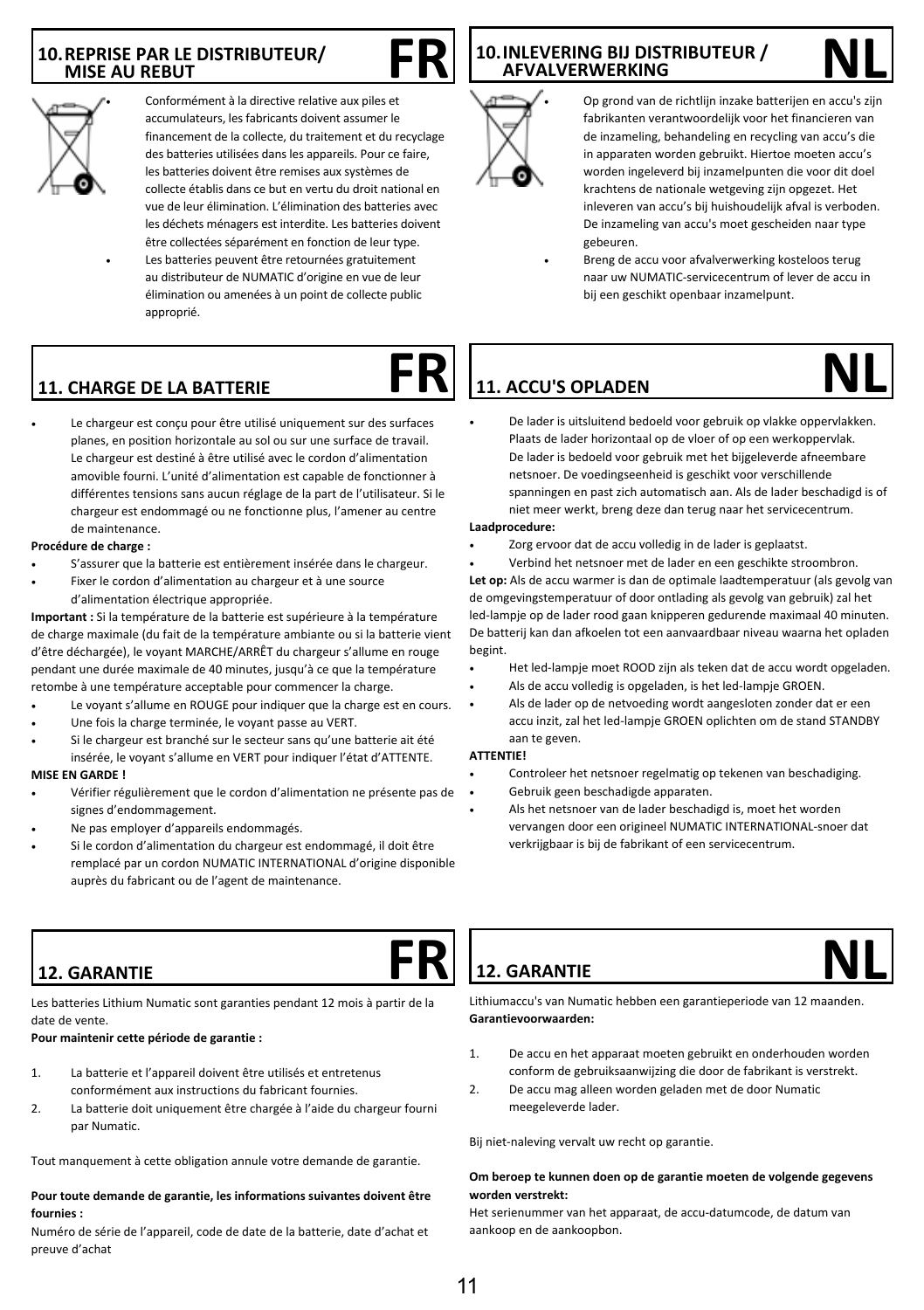## 10. REPRISE PAR LE DISTRIBUTEUR/ MISE AU REBUT — FR

- Conformément à la directive relative aux piles et accumulateurs, les fabricants doivent assumer le financement de la collecte, du traitement et du recyclage des batteries utilisées dans les appareils. Pour ce faire, les batteries doivent être remises aux systèmes de collecte établis dans ce but en vertu du droit national en vue de leur élimination. L'élimination des batteries avec les déchets ménagers est interdite. Les batteries doivent être collectées séparément en fonction de leur type.
- Les batteries peuvent être retournées gratuitement au distributeur de NUMATIC d'origine en vue de leur élimination ou amenées à un point de collecte public approprié.

## 10. INLEVERING BIJ DISTRIBUTEUR / AFVALVERWERKING — NL

- Op grond van de richtlijn inzake batterijen en accu's zijn fabrikanten verantwoordelijk voor het financieren van de inzameling, behandeling en recycling van accu's die in apparaten worden gebruikt. Hiertoe moeten accu's worden ingeleverd bij inzamelpunten die voor dit doel krachtens de nationale wetgeving zijn opgezet. Het inleveren van accu's bij huishoudelijk afval is verboden. De inzameling van accu's moet gescheiden naar type gebeuren.
- Breng de accu voor afvalverwerking kosteloos terug naar uw NUMATIC-servicecentrum of lever de accu in bij een geschikt openbaar inzamelpunt.

## 11. CHARGE DE LA BATTERIE — FR

- Le chargeur est conçu pour être utilisé uniquement sur des surfaces planes, en position horizontale au sol ou sur une surface de travail. Le chargeur est destiné à être utilisé avec le cordon d'alimentation amovible fourni. L'unité d'alimentation est capable de fonctionner à différentes tensions sans aucun réglage de la part de l'utilisateur. Si le chargeur est endommagé ou ne fonctionne plus, l'amener au centre de maintenance.

**Procédure de charge :**

- S'assurer que la batterie est entièrement insérée dans le chargeur.
- Fixer le cordon d'alimentation au chargeur et à une source d'alimentation électrique appropriée.

**Important :** Si la température de la batterie est supérieure à la température de charge maximale (du fait de la température ambiante ou si la batterie vient d'être déchargée), le voyant MARCHE/ARRÊT du chargeur s'allume en rouge pendant une durée maximale de 40 minutes, jusqu'à ce que la température retombe à une température acceptable pour commencer la charge.

- Le voyant s'allume en ROUGE pour indiquer que la charge est en cours.
- Une fois la charge terminée, le voyant passe au VERT.
- Si le chargeur est branché sur le secteur sans qu'une batterie ait été insérée, le voyant s'allume en VERT pour indiquer l'état d'ATTENTE.

**MISE EN GARDE !**

- Vérifier régulièrement que le cordon d'alimentation ne présente pas de signes d'endommagement.
- Ne pas employer d'appareils endommagés.
- Si le cordon d'alimentation du chargeur est endommagé, il doit être remplacé par un cordon NUMATIC INTERNATIONAL d'origine disponible auprès du fabricant ou de l'agent de maintenance.

## 11. ACCU'S OPLADEN — NL

- De lader is uitsluitend bedoeld voor gebruik op vlakke oppervlakken. Plaats de lader horizontaal op de vloer of op een werkoppervlak. De lader is bedoeld voor gebruik met het bijgeleverde afneembare netsnoer. De voedingseenheid is geschikt voor verschillende spanningen en past zich automatisch aan. Als de lader beschadigd is of niet meer werkt, breng deze dan terug naar het servicecentrum.

**Laadprocedure:**

- Zorg ervoor dat de accu volledig in de lader is geplaatst.
- Verbind het netsnoer met de lader en een geschikte stroombron.

**Let op:** Als de accu warmer is dan de optimale laadtemperatuur (als gevolg van de omgevingstemperatuur of door ontlading als gevolg van gebruik) zal het led-lampje op de lader rood gaan knipperen gedurende maximaal 40 minuten. De batterij kan dan afkoelen tot een aanvaardbaar niveau waarna het opladen begint.

- Het led-lampje moet ROOD zijn als teken dat de accu wordt opgeladen.
- Als de accu volledig is opgeladen, is het led-lampje GROEN.
- Als de lader op de netvoeding wordt aangesloten zonder dat er een accu inzit, zal het led-lampje GROEN oplichten om de stand STANDBY aan te geven.

**ATTENTIE!**

- Controleer het netsnoer regelmatig op tekenen van beschadiging.
- Gebruik geen beschadigde apparaten.
- Als het netsnoer van de lader beschadigd is, moet het worden vervangen door een origineel NUMATIC INTERNATIONAL-snoer dat verkrijgbaar is bij de fabrikant of een servicecentrum.

## 12. GARANTIE — FR

Les batteries Lithium Numatic sont garanties pendant 12 mois à partir de la date de vente.

**Pour maintenir cette période de garantie :**

1. La batterie et l'appareil doivent être utilisés et entretenus conformément aux instructions du fabricant fournies.
2. La batterie doit uniquement être chargée à l'aide du chargeur fourni par Numatic.

Tout manquement à cette obligation annule votre demande de garantie.

**Pour toute demande de garantie, les informations suivantes doivent être fournies :**

Numéro de série de l'appareil, code de date de la batterie, date d'achat et preuve d'achat

## 12. GARANTIE — NL

Lithiumaccu's van Numatic hebben een garantieperiode van 12 maanden.

**Garantievoorwaarden:**

1. De accu en het apparaat moeten gebruikt en onderhouden worden conform de gebruiksaanwijzing die door de fabrikant is verstrekt.
2. De accu mag alleen worden geladen met de door Numatic meegeleverde lader.

Bij niet-naleving vervalt uw recht op garantie.

**Om beroep te kunnen doen op de garantie moeten de volgende gegevens worden verstrekt:**

Het serienummer van het apparaat, de accu-datumcode, de datum van aankoop en de aankoopbon.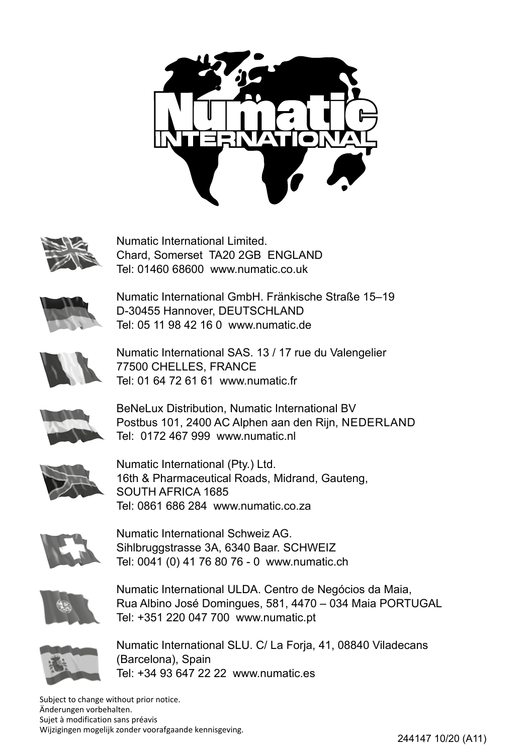Numatic International Limited.
Chard, Somerset TA20 2GB ENGLAND
Tel: 01460 68600 www.numatic.co.uk

Numatic International GmbH. Fränkische Straße 15–19
D-30455 Hannover, DEUTSCHLAND
Tel: 05 11 98 42 16 0 www.numatic.de

Numatic International SAS. 13 / 17 rue du Valengelier
77500 CHELLES, FRANCE
Tel: 01 64 72 61 61 www.numatic.fr

BeNeLux Distribution, Numatic International BV
Postbus 101, 2400 AC Alphen aan den Rijn, NEDERLAND
Tel: 0172 467 999 www.numatic.nl

Numatic International (Pty.) Ltd.
16th & Pharmaceutical Roads, Midrand, Gauteng,
SOUTH AFRICA 1685
Tel: 0861 686 284 www.numatic.co.za

Numatic International Schweiz AG.
Sihlbruggstrasse 3A, 6340 Baar. SCHWEIZ
Tel: 0041 (0) 41 76 80 76 - 0 www.numatic.ch

Numatic International ULDA. Centro de Negócios da Maia,
Rua Albino José Domingues, 581, 4470 – 034 Maia PORTUGAL
Tel: +351 220 047 700 www.numatic.pt

Numatic International SLU. C/ La Forja, 41, 08840 Viladecans
(Barcelona), Spain
Tel: +34 93 647 22 22 www.numatic.es

Subject to change without prior notice.
Änderungen vorbehalten.
Sujet à modification sans préavis
Wijzigingen mogelijk zonder voorafgaande kennisgeving.

244147 10/20 (A11)